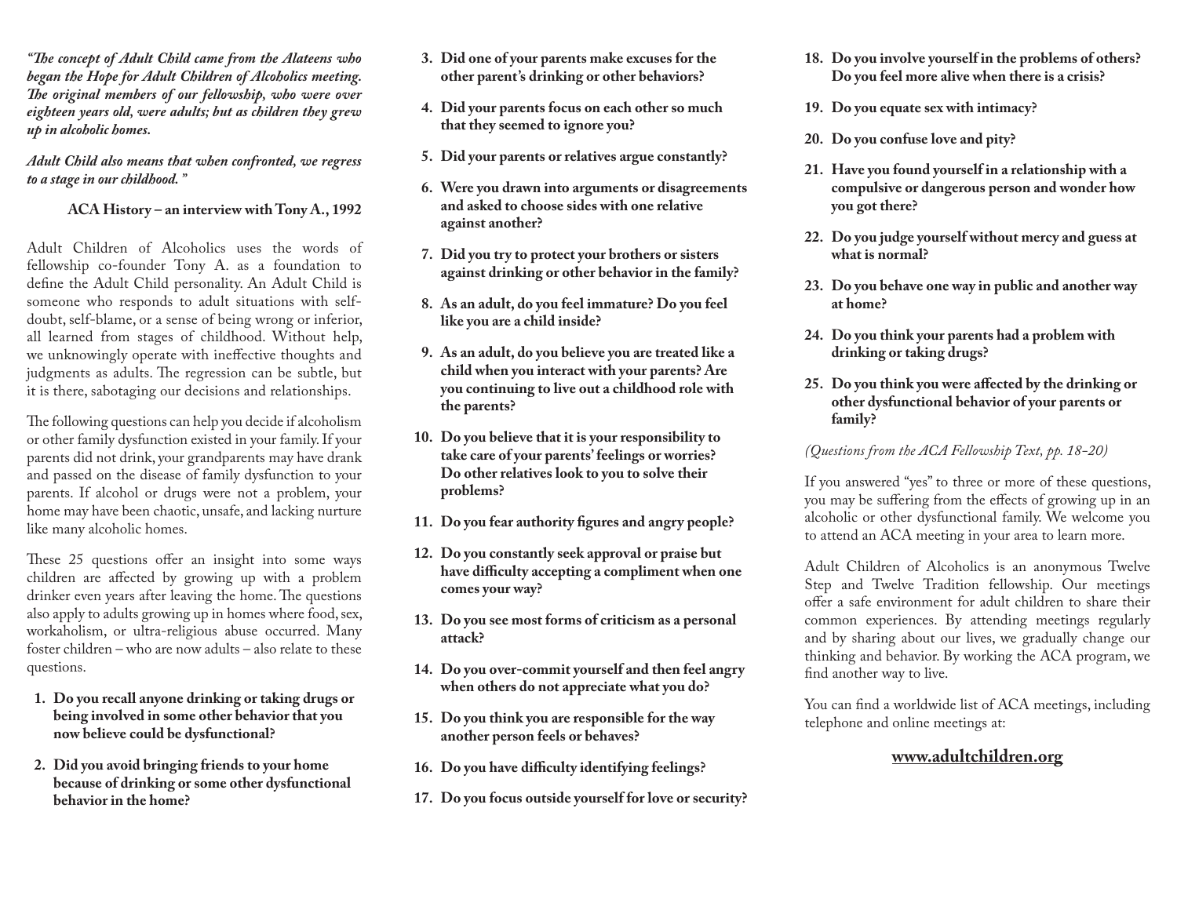*"The concept of Adult Child came from the Alateens who began the Hope for Adult Children of Alcoholics meeting. The original members of our fellowship, who were over eighteen years old, were adults; but as children they grew up in alcoholic homes.*

*Adult Child also means that when confronted, we regress to a stage in our childhood."*

**ACA History – an interview with Tony A., 1992**

Adult Children of Alcoholics uses the words of fellowship co-founder Tony A. as a foundation to define the Adult Child personality. An Adult Child is someone who responds to adult situations with self-doubt, self-blame, or a sense of being wrong or inferior, all learned from stages of childhood. Without help, we unknowingly operate with ineffective thoughts and judgments as adults. The regression can be subtle, but it is there, sabotaging our decisions and relationships.

The following questions can help you decide if alcoholism or other family dysfunction existed in your family. If your parents did not drink, your grandparents may have drank and passed on the disease of family dysfunction to your parents. If alcohol or drugs were not a problem, your home may have been chaotic, unsafe, and lacking nurture like many alcoholic homes.

These 25 questions offer an insight into some ways children are affected by growing up with a problem drinker even years after leaving the home. The questions also apply to adults growing up in homes where food, sex, workaholism, or ultra-religious abuse occurred. Many foster children – who are now adults – also relate to these questions.

1. **Do you recall anyone drinking or taking drugs or being involved in some other behavior that you now believe could be dysfunctional?**
2. **Did you avoid bringing friends to your home because of drinking or some other dysfunctional behavior in the home?**
3. **Did one of your parents make excuses for the other parent's drinking or other behaviors?**
4. **Did your parents focus on each other so much that they seemed to ignore you?**
5. **Did your parents or relatives argue constantly?**
6. **Were you drawn into arguments or disagreements and asked to choose sides with one relative against another?**
7. **Did you try to protect your brothers or sisters against drinking or other behavior in the family?**
8. **As an adult, do you feel immature? Do you feel like you are a child inside?**
9. **As an adult, do you believe you are treated like a child when you interact with your parents? Are you continuing to live out a childhood role with the parents?**
10. **Do you believe that it is your responsibility to take care of your parents' feelings or worries? Do other relatives look to you to solve their problems?**
11. **Do you fear authority figures and angry people?**
12. **Do you constantly seek approval or praise but have difficulty accepting a compliment when one comes your way?**
13. **Do you see most forms of criticism as a personal attack?**
14. **Do you over-commit yourself and then feel angry when others do not appreciate what you do?**
15. **Do you think you are responsible for the way another person feels or behaves?**
16. **Do you have difficulty identifying feelings?**
17. **Do you focus outside yourself for love or security?**
18. **Do you involve yourself in the problems of others? Do you feel more alive when there is a crisis?**
19. **Do you equate sex with intimacy?**
20. **Do you confuse love and pity?**
21. **Have you found yourself in a relationship with a compulsive or dangerous person and wonder how you got there?**
22. **Do you judge yourself without mercy and guess at what is normal?**
23. **Do you behave one way in public and another way at home?**
24. **Do you think your parents had a problem with drinking or taking drugs?**
25. **Do you think you were affected by the drinking or other dysfunctional behavior of your parents or family?**

*(Questions from the ACA Fellowship Text, pp. 18-20)*

If you answered "yes" to three or more of these questions, you may be suffering from the effects of growing up in an alcoholic or other dysfunctional family. We welcome you to attend an ACA meeting in your area to learn more.

Adult Children of Alcoholics is an anonymous Twelve Step and Twelve Tradition fellowship. Our meetings offer a safe environment for adult children to share their common experiences. By attending meetings regularly and by sharing about our lives, we gradually change our thinking and behavior. By working the ACA program, we find another way to live.

You can find a worldwide list of ACA meetings, including telephone and online meetings at:

**www.adultchildren.org**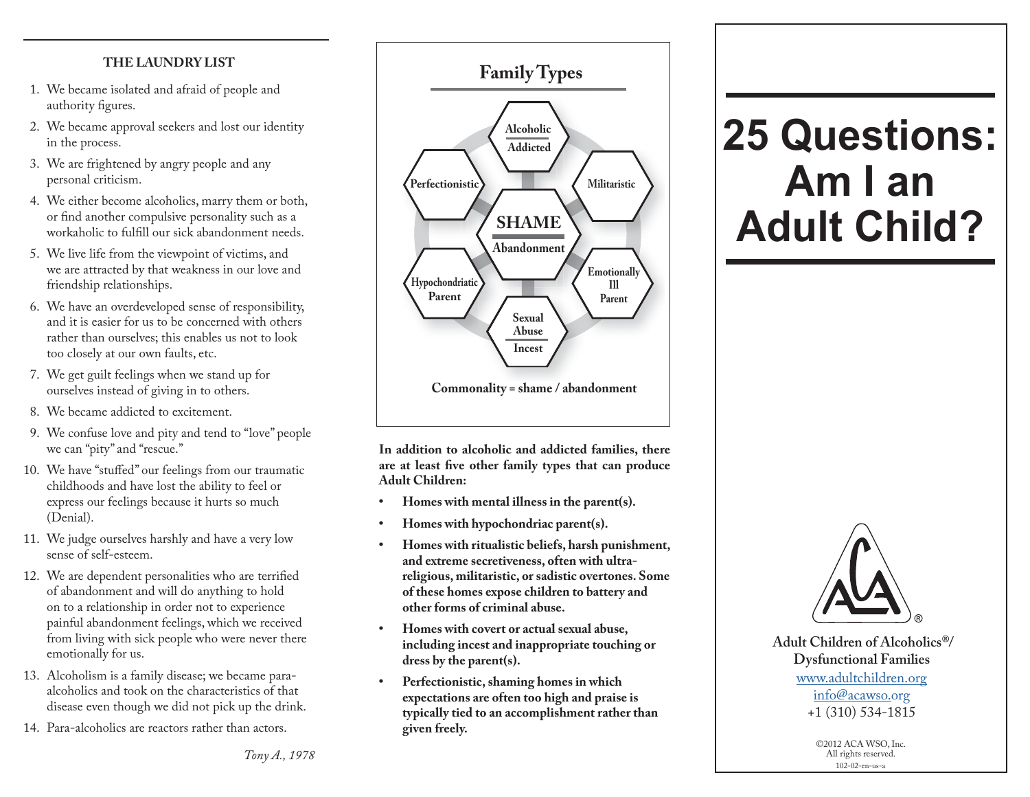### THE LAUNDRY LIST

1. We became isolated and afraid of people and authority figures.
2. We became approval seekers and lost our identity in the process.
3. We are frightened by angry people and any personal criticism.
4. We either become alcoholics, marry them or both, or find another compulsive personality such as a workaholic to fulfill our sick abandonment needs.
5. We live life from the viewpoint of victims, and we are attracted by that weakness in our love and friendship relationships.
6. We have an overdeveloped sense of responsibility, and it is easier for us to be concerned with others rather than ourselves; this enables us not to look too closely at our own faults, etc.
7. We get guilt feelings when we stand up for ourselves instead of giving in to others.
8. We became addicted to excitement.
9. We confuse love and pity and tend to "love" people we can "pity" and "rescue."
10. We have "stuffed" our feelings from our traumatic childhoods and have lost the ability to feel or express our feelings because it hurts so much (Denial).
11. We judge ourselves harshly and have a very low sense of self-esteem.
12. We are dependent personalities who are terrified of abandonment and will do anything to hold on to a relationship in order not to experience painful abandonment feelings, which we received from living with sick people who were never there emotionally for us.
13. Alcoholism is a family disease; we became para-alcoholics and took on the characteristics of that disease even though we did not pick up the drink.
14. Para-alcoholics are reactors rather than actors.

*Tony A., 1978*

## Family Types

Alcoholic
Addicted
Militaristic
Perfectionistic
SHAME
Abandonment
Hypochondriatic Parent
Emotionally Ill Parent
Sexual Abuse
Incest

Commonality = shame / abandonment

**In addition to alcoholic and addicted families, there are at least five other family types that can produce Adult Children:**

- **Homes with mental illness in the parent(s).**
- **Homes with hypochondriac parent(s).**
- **Homes with ritualistic beliefs, harsh punishment, and extreme secretiveness, often with ultra-religious, militaristic, or sadistic overtones. Some of these homes expose children to battery and other forms of criminal abuse.**
- **Homes with covert or actual sexual abuse, including incest and inappropriate touching or dress by the parent(s).**
- **Perfectionistic, shaming homes in which expectations are often too high and praise is typically tied to an accomplishment rather than given freely.**

# 25 Questions: Am I an Adult Child?

**Adult Children of Alcoholics®/ Dysfunctional Families**

www.adultchildren.org
info@acawso.org
+1 (310) 534-1815

©2012 ACA WSO, Inc.
All rights reserved.
102-02-en-us-a